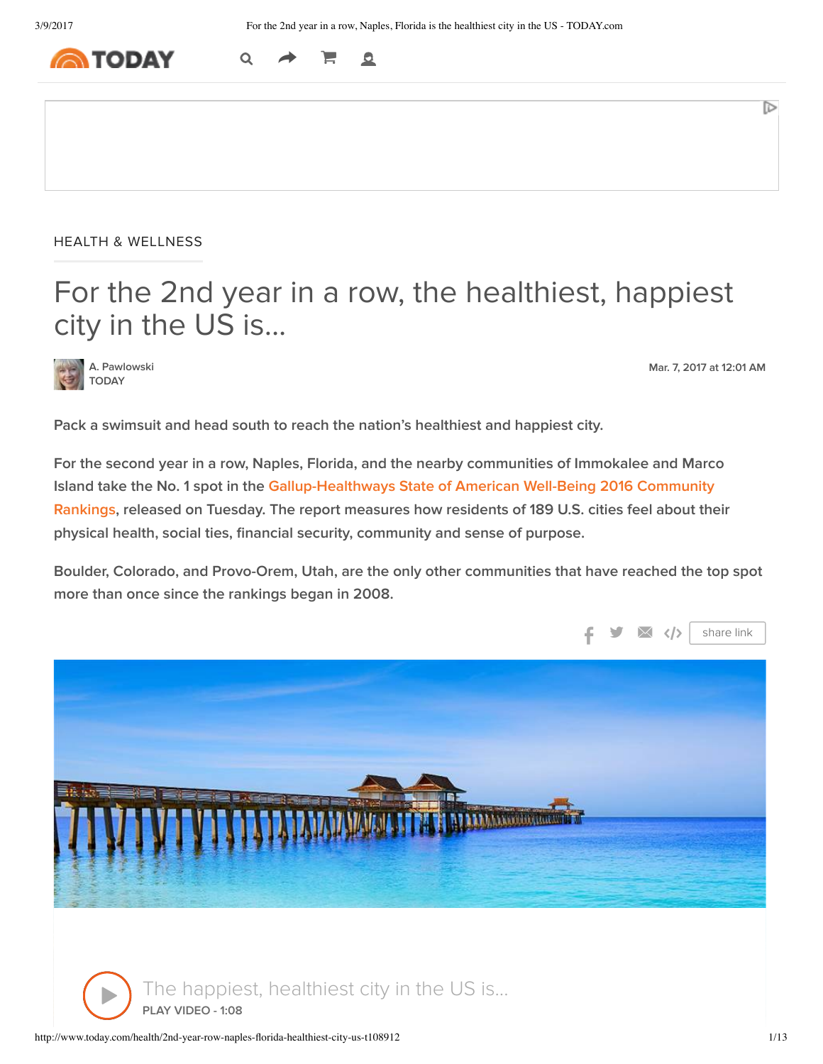HEALTH & WELLNESS

# For the 2nd year in a row, the healthiest, happiest city in the US is...

A. Pawlowski
TODAY

Mar. 7, 2017 at 12:01 AM

Pack a swimsuit and head south to reach the nation's healthiest and happiest city.

For the second year in a row, Naples, Florida, and the nearby communities of Immokalee and Marco Island take the No. 1 spot in the Gallup-Healthways State of American Well-Being 2016 Community Rankings, released on Tuesday. The report measures how residents of 189 U.S. cities feel about their physical health, social ties, financial security, community and sense of purpose.

Boulder, Colorado, and Provo-Orem, Utah, are the only other communities that have reached the top spot more than once since the rankings began in 2008.

share link

The happiest, healthiest city in the US is...
PLAY VIDEO - 1:08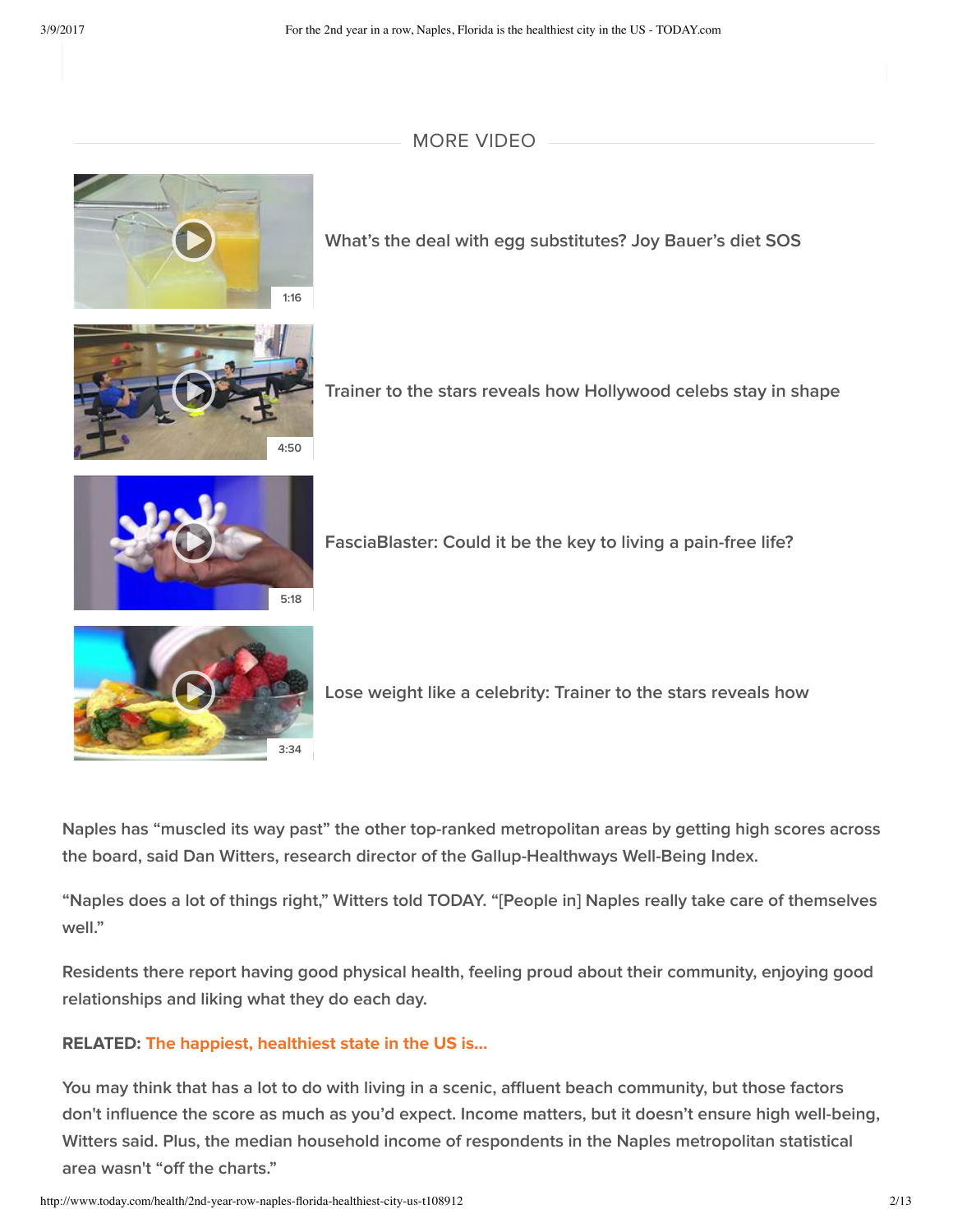MORE VIDEO

What's the deal with egg substitutes? Joy Bauer's diet SOS

1:16

Trainer to the stars reveals how Hollywood celebs stay in shape

4:50

FasciaBlaster: Could it be the key to living a pain-free life?

5:18

Lose weight like a celebrity: Trainer to the stars reveals how

3:34

Naples has "muscled its way past" the other top-ranked metropolitan areas by getting high scores across the board, said Dan Witters, research director of the Gallup-Healthways Well-Being Index.

"Naples does a lot of things right," Witters told TODAY. "[People in] Naples really take care of themselves well."

Residents there report having good physical health, feeling proud about their community, enjoying good relationships and liking what they do each day.

**RELATED:** **The happiest, healthiest state in the US is...**

You may think that has a lot to do with living in a scenic, affluent beach community, but those factors don't influence the score as much as you'd expect. Income matters, but it doesn't ensure high well-being, Witters said. Plus, the median household income of respondents in the Naples metropolitan statistical area wasn't "off the charts."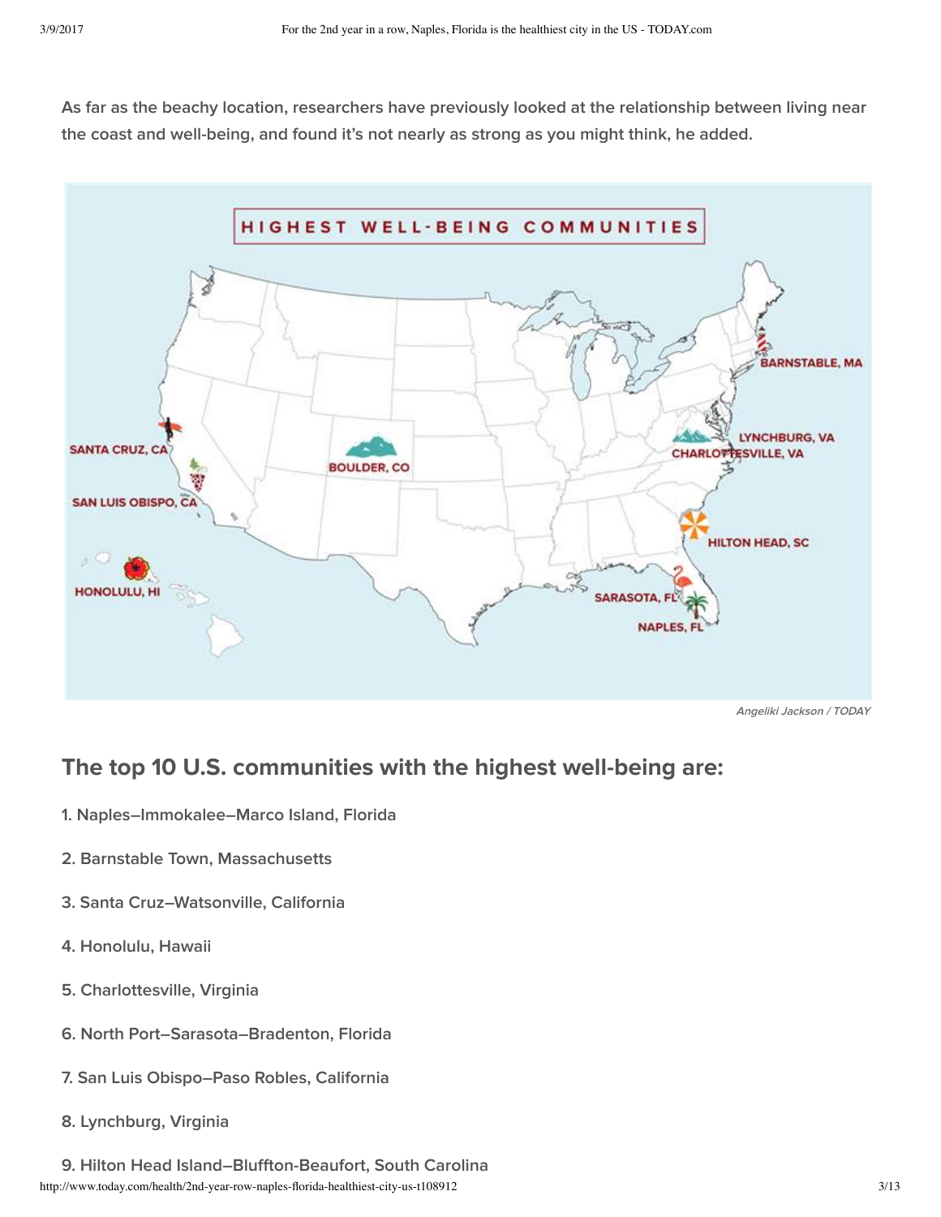As far as the beachy location, researchers have previously looked at the relationship between living near the coast and well-being, and found it's not nearly as strong as you might think, he added.

Angeliki Jackson / TODAY

## The top 10 U.S. communities with the highest well-being are:

1. Naples–Immokalee–Marco Island, Florida

2. Barnstable Town, Massachusetts

3. Santa Cruz–Watsonville, California

4. Honolulu, Hawaii

5. Charlottesville, Virginia

6. North Port–Sarasota–Bradenton, Florida

7. San Luis Obispo–Paso Robles, California

8. Lynchburg, Virginia

9. Hilton Head Island–Bluffton-Beaufort, South Carolina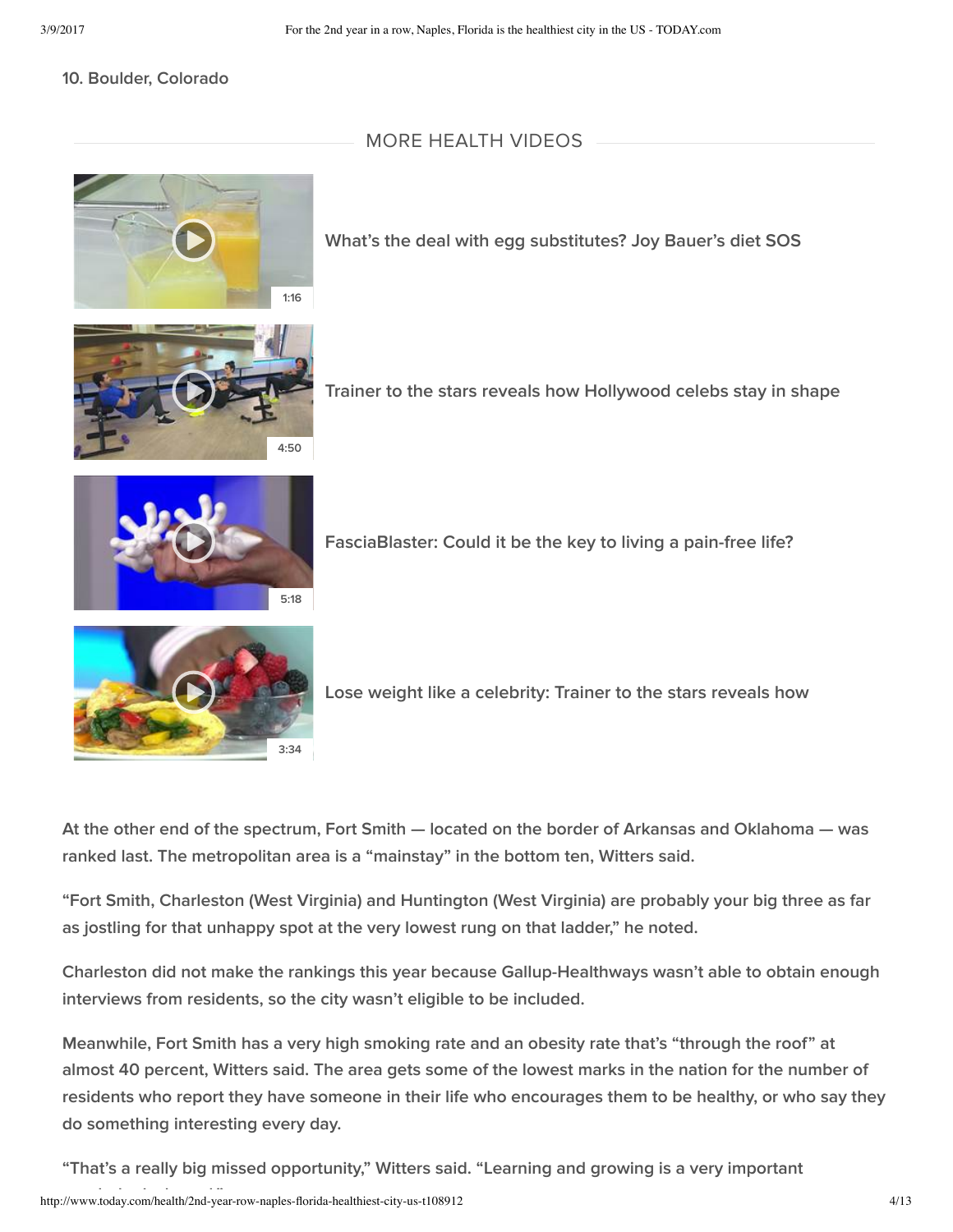10. Boulder, Colorado

MORE HEALTH VIDEOS

What's the deal with egg substitutes? Joy Bauer's diet SOS

1:16

Trainer to the stars reveals how Hollywood celebs stay in shape

4:50

FasciaBlaster: Could it be the key to living a pain-free life?

5:18

Lose weight like a celebrity: Trainer to the stars reveals how

3:34

At the other end of the spectrum, Fort Smith — located on the border of Arkansas and Oklahoma — was ranked last. The metropolitan area is a "mainstay" in the bottom ten, Witters said.

"Fort Smith, Charleston (West Virginia) and Huntington (West Virginia) are probably your big three as far as jostling for that unhappy spot at the very lowest rung on that ladder," he noted.

Charleston did not make the rankings this year because Gallup-Healthways wasn't able to obtain enough interviews from residents, so the city wasn't eligible to be included.

Meanwhile, Fort Smith has a very high smoking rate and an obesity rate that's "through the roof" at almost 40 percent, Witters said. The area gets some of the lowest marks in the nation for the number of residents who report they have someone in their life who encourages them to be healthy, or who say they do something interesting every day.

"That's a really big missed opportunity," Witters said. "Learning and growing is a very important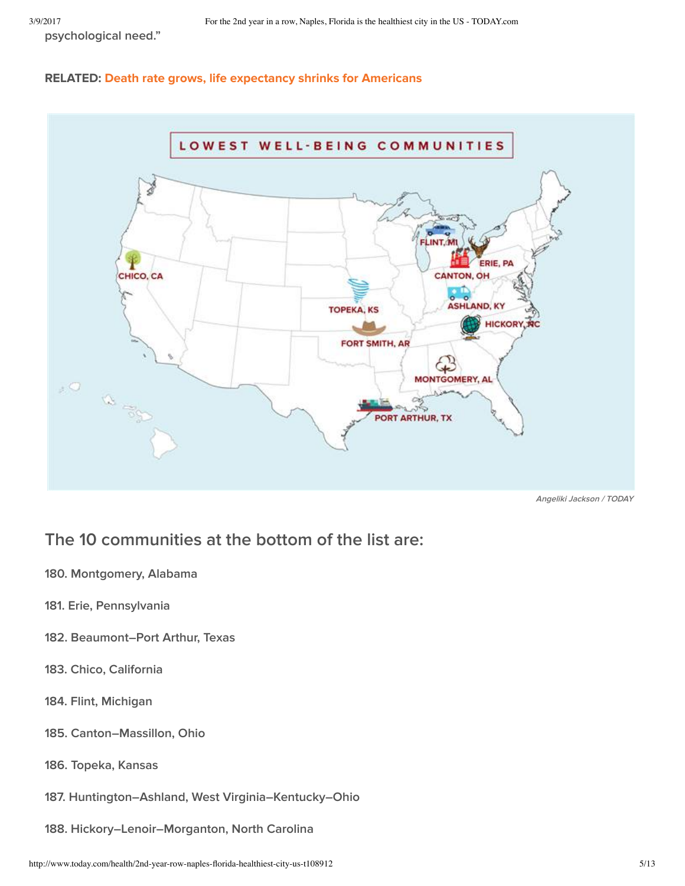psychological need."

**RELATED:** Death rate grows, life expectancy shrinks for Americans

*Angeliki Jackson / TODAY*

## The 10 communities at the bottom of the list are:

**180. Montgomery, Alabama**

**181. Erie, Pennsylvania**

**182. Beaumont–Port Arthur, Texas**

**183. Chico, California**

**184. Flint, Michigan**

**185. Canton–Massillon, Ohio**

**186. Topeka, Kansas**

**187. Huntington–Ashland, West Virginia–Kentucky–Ohio**

**188. Hickory–Lenoir–Morganton, North Carolina**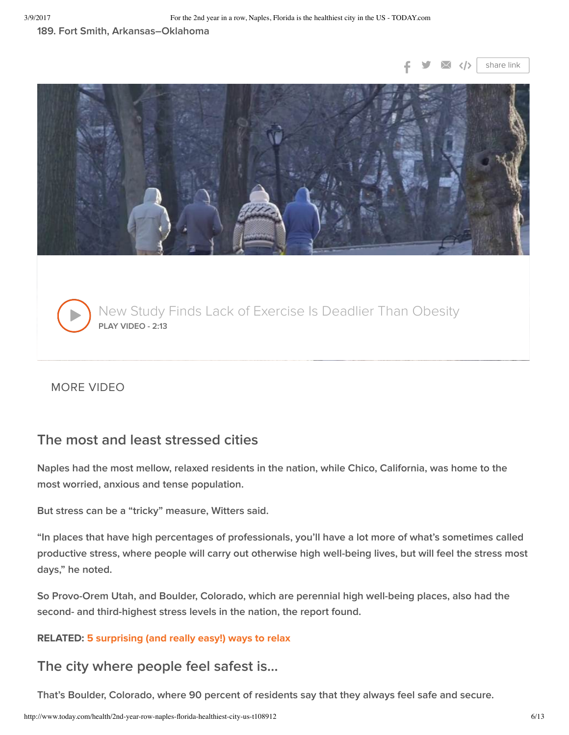189. Fort Smith, Arkansas–Oklahoma

share link

New Study Finds Lack of Exercise Is Deadlier Than Obesity

PLAY VIDEO - 2:13

MORE VIDEO

## The most and least stressed cities

Naples had the most mellow, relaxed residents in the nation, while Chico, California, was home to the most worried, anxious and tense population.

But stress can be a "tricky" measure, Witters said.

"In places that have high percentages of professionals, you'll have a lot more of what's sometimes called productive stress, where people will carry out otherwise high well-being lives, but will feel the stress most days," he noted.

So Provo-Orem Utah, and Boulder, Colorado, which are perennial high well-being places, also had the second- and third-highest stress levels in the nation, the report found.

**RELATED: 5 surprising (and really easy!) ways to relax**

## The city where people feel safest is...

That's Boulder, Colorado, where 90 percent of residents say that they always feel safe and secure.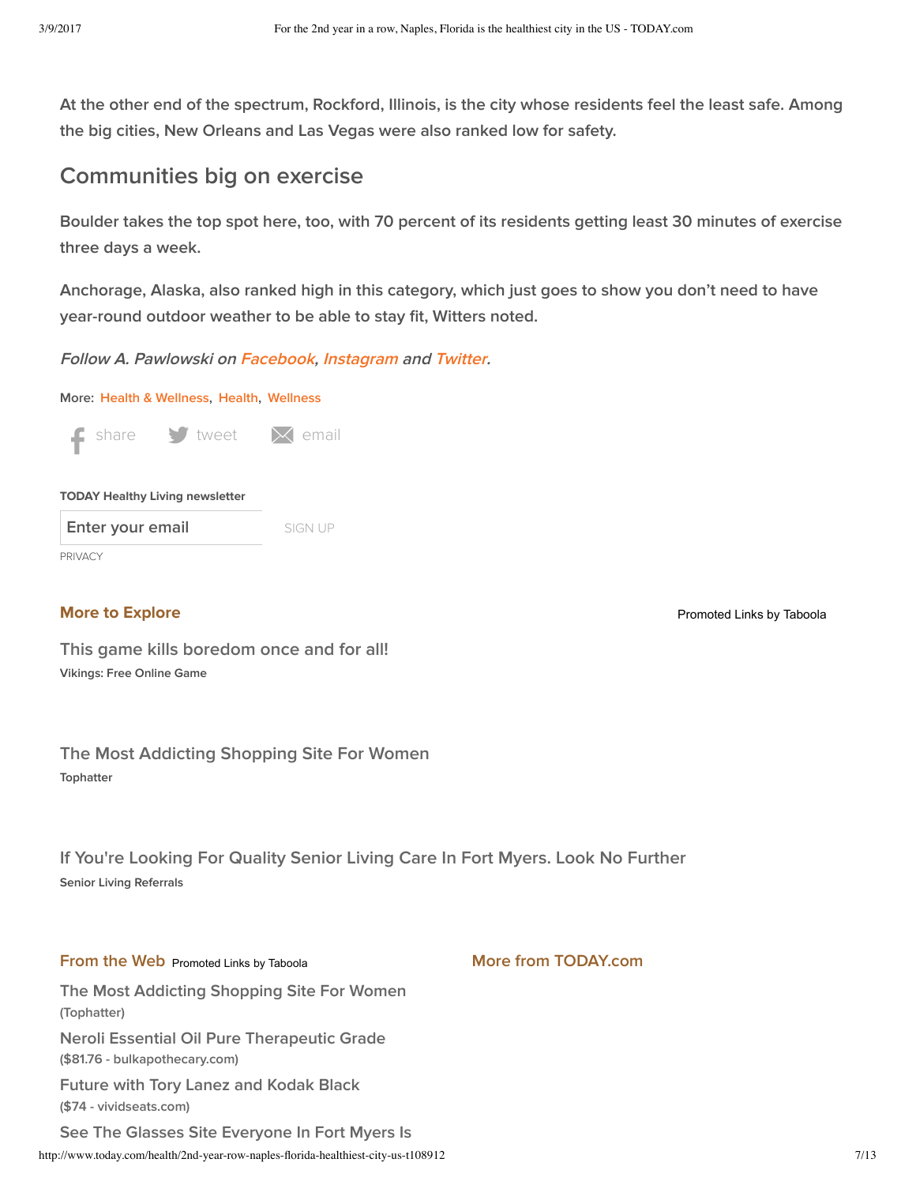At the other end of the spectrum, Rockford, Illinois, is the city whose residents feel the least safe. Among the big cities, New Orleans and Las Vegas were also ranked low for safety.

## Communities big on exercise

Boulder takes the top spot here, too, with 70 percent of its residents getting least 30 minutes of exercise three days a week.

Anchorage, Alaska, also ranked high in this category, which just goes to show you don't need to have year-round outdoor weather to be able to stay fit, Witters noted.

*Follow A. Pawlowski on Facebook, Instagram and Twitter.*

More: Health & Wellness, Health, Wellness

share tweet email

**TODAY Healthy Living newsletter**

Enter your email SIGN UP

PRIVACY

### More to Explore

Promoted Links by Taboola

This game kills boredom once and for all!
Vikings: Free Online Game

The Most Addicting Shopping Site For Women
Tophatter

If You're Looking For Quality Senior Living Care In Fort Myers. Look No Further
Senior Living Referrals

### From the Web

Promoted Links by Taboola

The Most Addicting Shopping Site For Women
(Tophatter)

Neroli Essential Oil Pure Therapeutic Grade
($81.76 - bulkapothecary.com)

Future with Tory Lanez and Kodak Black
($74 - vividseats.com)

See The Glasses Site Everyone In Fort Myers Is

### More from TODAY.com